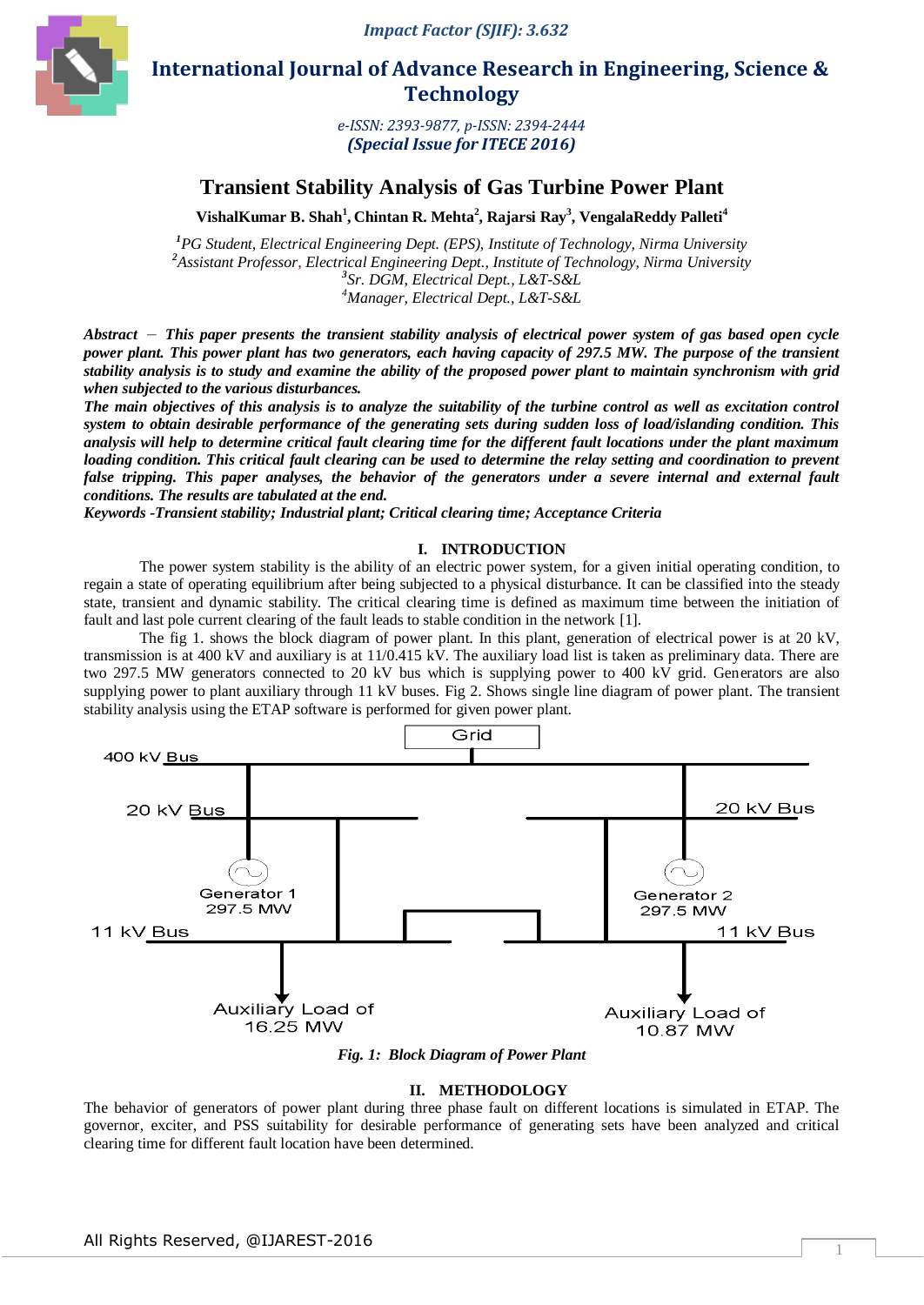# Transient Stability Analysis of Gas Turbine Power Plant

**VishalKumar B. Shah[1], Chintan R. Mehta[2], Rajarsi Ray[3], VengalaReddy Palleti[4]**

*[1]PG Student, Electrical Engineering Dept. (EPS), Institute of Technology, Nirma University*
*[2]Assistant Professor, Electrical Engineering Dept., Institute of Technology, Nirma University*
*[3]Sr. DGM, Electrical Dept., L&T-S&L*
*[4]Manager, Electrical Dept., L&T-S&L*

***Abstract** — This paper presents the transient stability analysis of electrical power system of gas based open cycle power plant. This power plant has two generators, each having capacity of 297.5 MW. The purpose of the transient stability analysis is to study and examine the ability of the proposed power plant to maintain synchronism with grid when subjected to the various disturbances.*

***The main objectives of this analysis is to analyze the suitability of the turbine control as well as excitation control system to obtain desirable performance of the generating sets during sudden loss of load/islanding condition. This analysis will help to determine critical fault clearing time for the different fault locations under the plant maximum loading condition. This critical fault clearing can be used to determine the relay setting and coordination to prevent false tripping. This paper analyses, the behavior of the generators under a severe internal and external fault conditions. The results are tabulated at the end.***

***Keywords -Transient stability; Industrial plant; Critical clearing time; Acceptance Criteria***

## I. INTRODUCTION

The power system stability is the ability of an electric power system, for a given initial operating condition, to regain a state of operating equilibrium after being subjected to a physical disturbance. It can be classified into the steady state, transient and dynamic stability. The critical clearing time is defined as maximum time between the initiation of fault and last pole current clearing of the fault leads to stable condition in the network [1].

The fig 1. shows the block diagram of power plant. In this plant, generation of electrical power is at 20 kV, transmission is at 400 kV and auxiliary is at 11/0.415 kV. The auxiliary load list is taken as preliminary data. There are two 297.5 MW generators connected to 20 kV bus which is supplying power to 400 kV grid. Generators are also supplying power to plant auxiliary through 11 kV buses. Fig 2. Shows single line diagram of power plant. The transient stability analysis using the ETAP software is performed for given power plant.

Grid

400 kV Bus

20 kV Bus | 20 kV Bus

Generator 1 297.5 MW | Generator 2 297.5 MW

11 kV Bus | 11 kV Bus

Auxiliary Load of 16.25 MW | Auxiliary Load of 10.87 MW

*Fig. 1: Block Diagram of Power Plant*

## II. METHODOLOGY

The behavior of generators of power plant during three phase fault on different locations is simulated in ETAP. The governor, exciter, and PSS suitability for desirable performance of generating sets have been analyzed and critical clearing time for different fault location have been determined.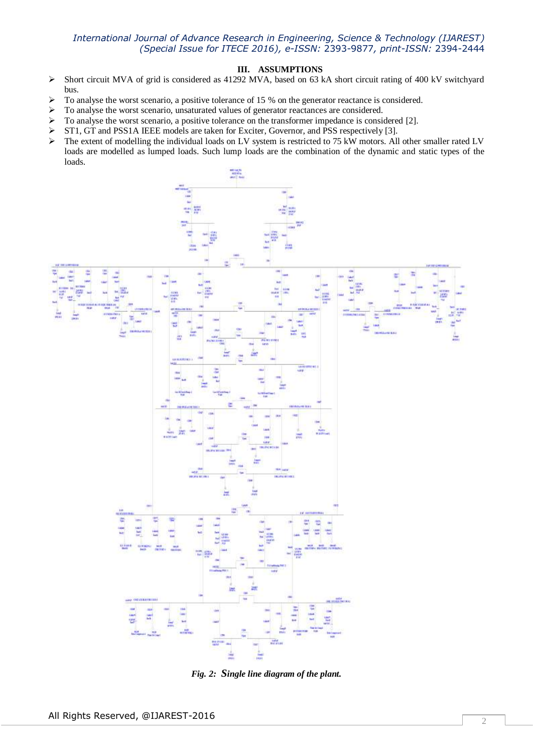## III. ASSUMPTIONS

- Short circuit MVA of grid is considered as 41292 MVA, based on 63 kA short circuit rating of 400 kV switchyard bus.
- To analyse the worst scenario, a positive tolerance of 15 % on the generator reactance is considered.
- To analyse the worst scenario, unsaturated values of generator reactances are considered.
- To analyse the worst scenario, a positive tolerance on the transformer impedance is considered [2].
- ST1, GT and PSS1A IEEE models are taken for Exciter, Governor, and PSS respectively [3].
- The extent of modelling the individual loads on LV system is restricted to 75 kW motors. All other smaller rated LV loads are modelled as lumped loads. Such lump loads are the combination of the dynamic and static types of the loads.

*Fig. 2: Single line diagram of the plant.*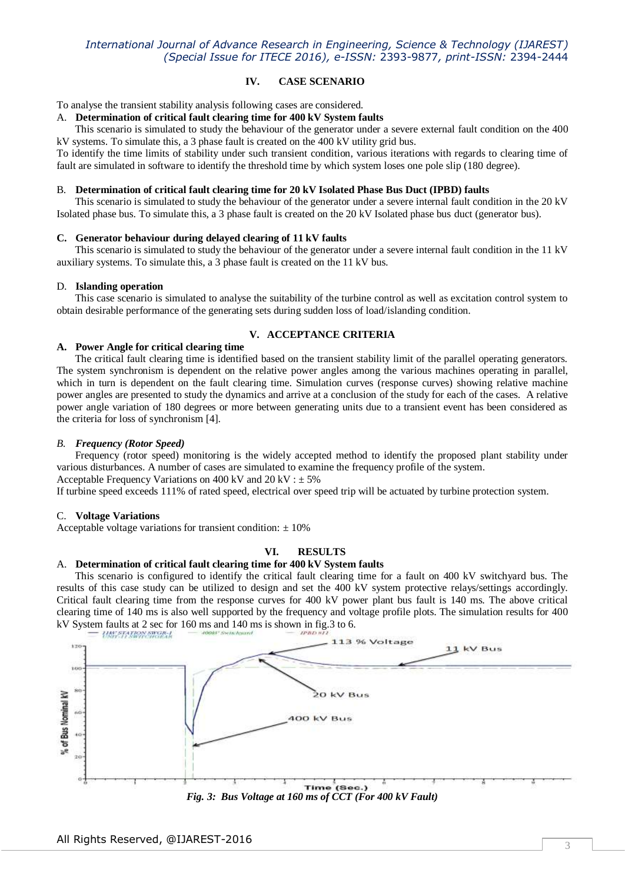## IV. CASE SCENARIO

To analyse the transient stability analysis following cases are considered.

A. **Determination of critical fault clearing time for 400 kV System faults**

This scenario is simulated to study the behaviour of the generator under a severe external fault condition on the 400 kV systems. To simulate this, a 3 phase fault is created on the 400 kV utility grid bus.

To identify the time limits of stability under such transient condition, various iterations with regards to clearing time of fault are simulated in software to identify the threshold time by which system loses one pole slip (180 degree).

B. **Determination of critical fault clearing time for 20 kV Isolated Phase Bus Duct (IPBD) faults**

This scenario is simulated to study the behaviour of the generator under a severe internal fault condition in the 20 kV Isolated phase bus. To simulate this, a 3 phase fault is created on the 20 kV Isolated phase bus duct (generator bus).

**C. Generator behaviour during delayed clearing of 11 kV faults**

This scenario is simulated to study the behaviour of the generator under a severe internal fault condition in the 11 kV auxiliary systems. To simulate this, a 3 phase fault is created on the 11 kV bus.

D. **Islanding operation**

This case scenario is simulated to analyse the suitability of the turbine control as well as excitation control system to obtain desirable performance of the generating sets during sudden loss of load/islanding condition.

## V. ACCEPTANCE CRITERIA

**A. Power Angle for critical clearing time**

The critical fault clearing time is identified based on the transient stability limit of the parallel operating generators. The system synchronism is dependent on the relative power angles among the various machines operating in parallel, which in turn is dependent on the fault clearing time. Simulation curves (response curves) showing relative machine power angles are presented to study the dynamics and arrive at a conclusion of the study for each of the cases. A relative power angle variation of 180 degrees or more between generating units due to a transient event has been considered as the criteria for loss of synchronism [4].

*B.* ***Frequency (Rotor Speed)***

Frequency (rotor speed) monitoring is the widely accepted method to identify the proposed plant stability under various disturbances. A number of cases are simulated to examine the frequency profile of the system.

Acceptable Frequency Variations on 400 kV and 20 kV : ± 5%

If turbine speed exceeds 111% of rated speed, electrical over speed trip will be actuated by turbine protection system.

C. **Voltage Variations**

Acceptable voltage variations for transient condition: ± 10%

## VI. RESULTS

A. **Determination of critical fault clearing time for 400 kV System faults**

This scenario is configured to identify the critical fault clearing time for a fault on 400 kV switchyard bus. The results of this case study can be utilized to design and set the 400 kV system protective relays/settings accordingly. Critical fault clearing time from the response curves for 400 kV power plant bus fault is 140 ms. The above critical clearing time of 140 ms is also well supported by the frequency and voltage profile plots. The simulation results for 400 kV System faults at 2 sec for 160 ms and 140 ms is shown in fig.3 to 6.

*Fig. 3: Bus Voltage at 160 ms of CCT (For 400 kV Fault)*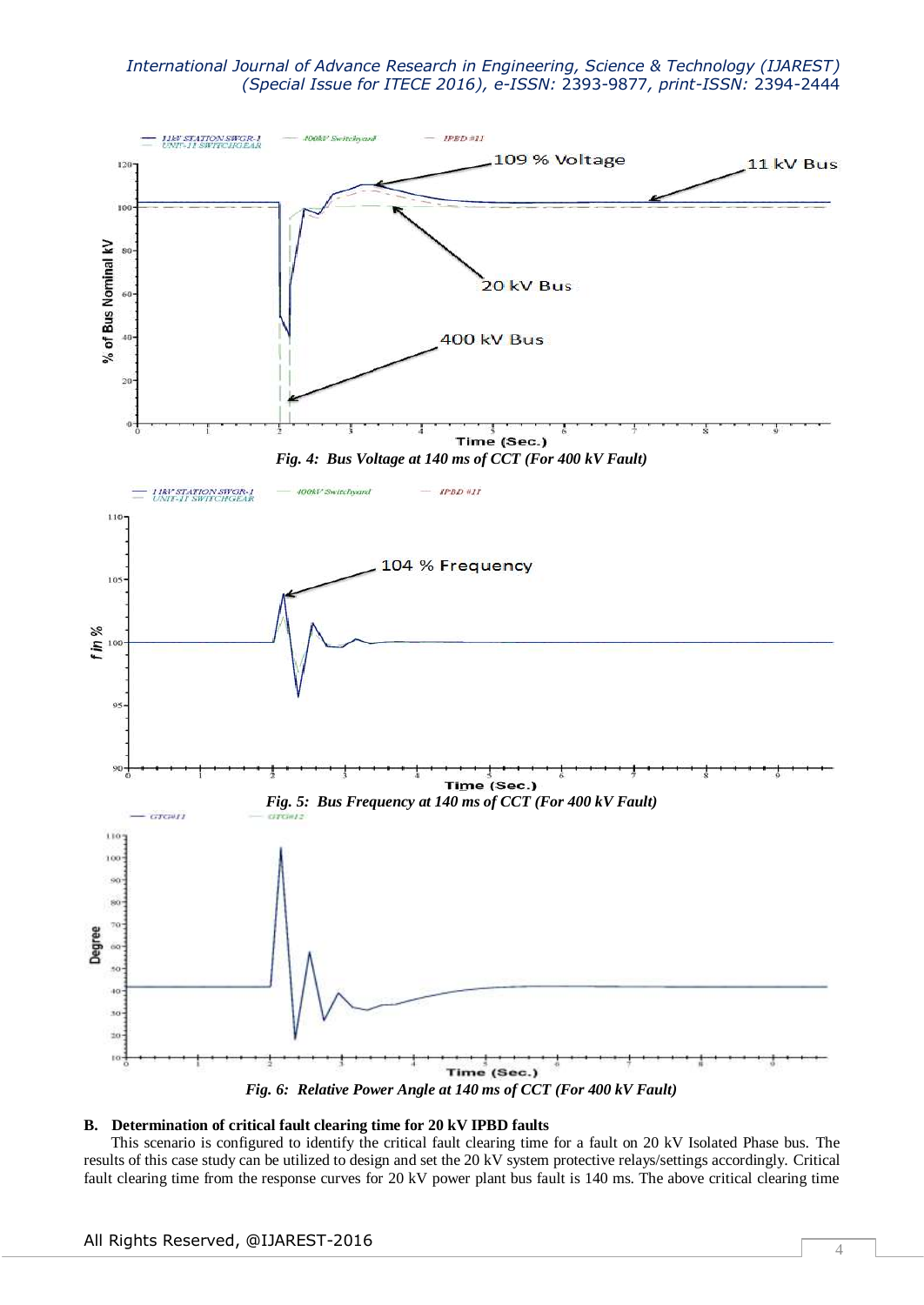*Fig. 4: Bus Voltage at 140 ms of CCT (For 400 kV Fault)*

*Fig. 5: Bus Frequency at 140 ms of CCT (For 400 kV Fault)*

*Fig. 6: Relative Power Angle at 140 ms of CCT (For 400 kV Fault)*

### B. Determination of critical fault clearing time for 20 kV IPBD faults

This scenario is configured to identify the critical fault clearing time for a fault on 20 kV Isolated Phase bus. The results of this case study can be utilized to design and set the 20 kV system protective relays/settings accordingly. Critical fault clearing time from the response curves for 20 kV power plant bus fault is 140 ms. The above critical clearing time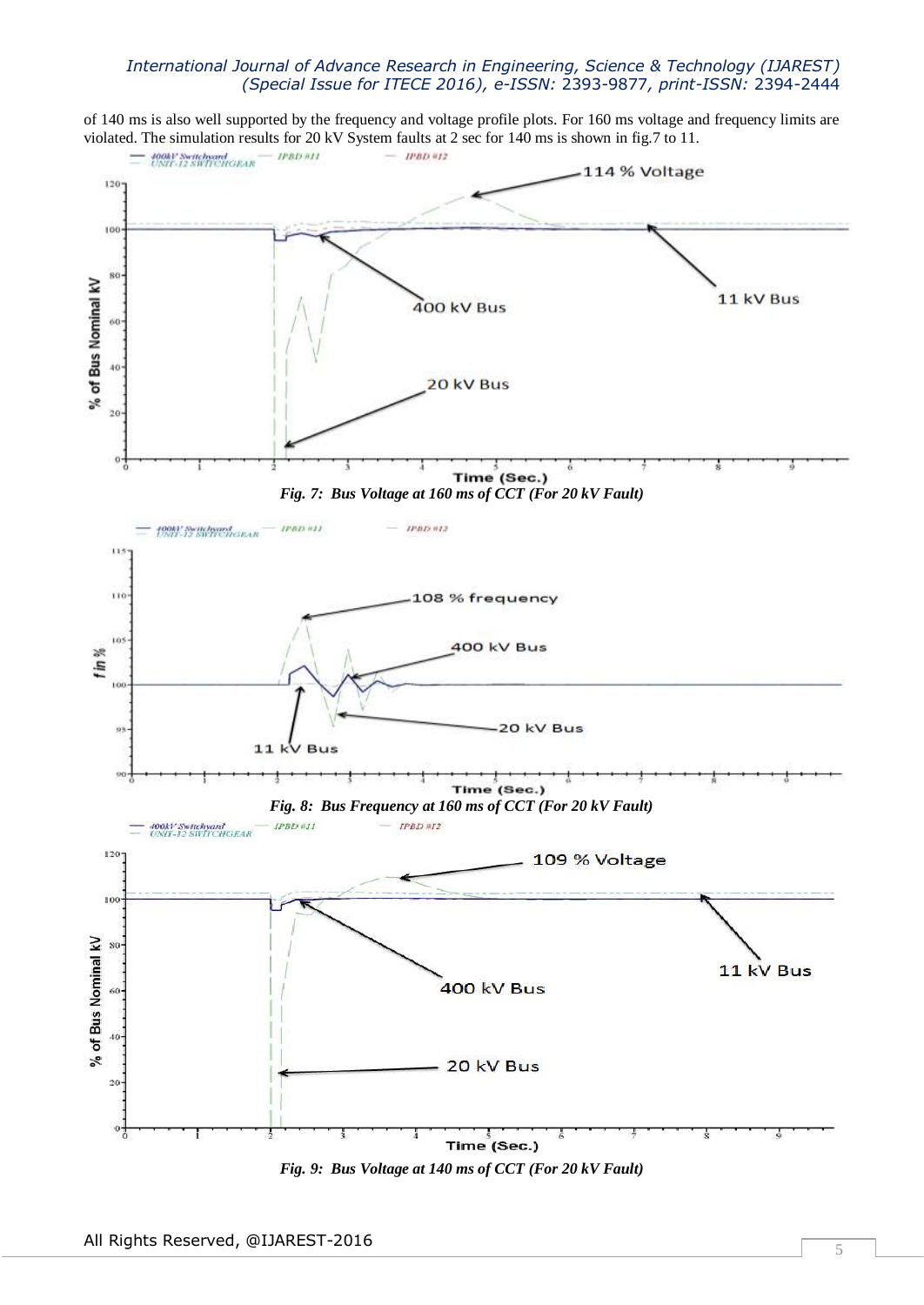of 140 ms is also well supported by the frequency and voltage profile plots. For 160 ms voltage and frequency limits are violated. The simulation results for 20 kV System faults at 2 sec for 140 ms is shown in fig.7 to 11.

*Fig. 7: Bus Voltage at 160 ms of CCT (For 20 kV Fault)*

*Fig. 8: Bus Frequency at 160 ms of CCT (For 20 kV Fault)*

*Fig. 9: Bus Voltage at 140 ms of CCT (For 20 kV Fault)*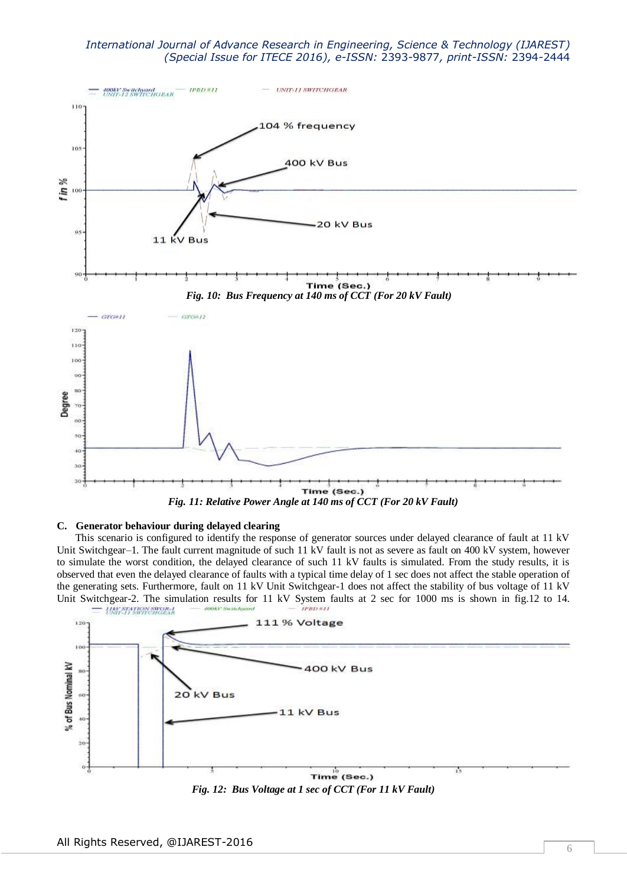Fig. 10: Bus Frequency at 140 ms of CCT (For 20 kV Fault)

Fig. 11: Relative Power Angle at 140 ms of CCT (For 20 kV Fault)

### C. Generator behaviour during delayed clearing

This scenario is configured to identify the response of generator sources under delayed clearance of fault at 11 kV Unit Switchgear–1. The fault current magnitude of such 11 kV fault is not as severe as fault on 400 kV system, however to simulate the worst condition, the delayed clearance of such 11 kV faults is simulated. From the study results, it is observed that even the delayed clearance of faults with a typical time delay of 1 sec does not affect the stable operation of the generating sets. Furthermore, fault on 11 kV Unit Switchgear-1 does not affect the stability of bus voltage of 11 kV Unit Switchgear-2. The simulation results for 11 kV System faults at 2 sec for 1000 ms is shown in fig.12 to 14.

Fig. 12: Bus Voltage at 1 sec of CCT (For 11 kV Fault)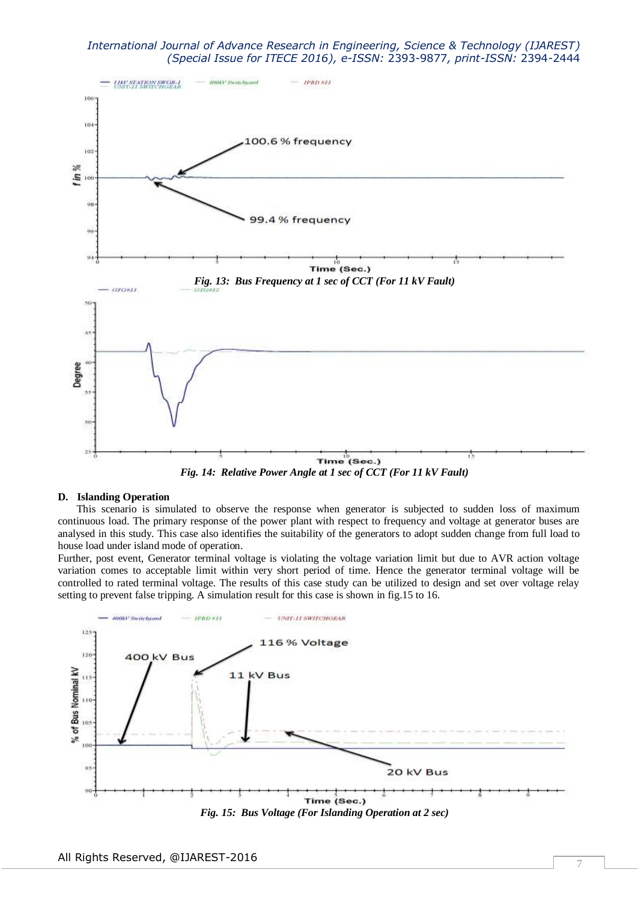Fig. 13: Bus Frequency at 1 sec of CCT (For 11 kV Fault)

Fig. 14: Relative Power Angle at 1 sec of CCT (For 11 kV Fault)

### D. Islanding Operation

This scenario is simulated to observe the response when generator is subjected to sudden loss of maximum continuous load. The primary response of the power plant with respect to frequency and voltage at generator buses are analysed in this study. This case also identifies the suitability of the generators to adopt sudden change from full load to house load under island mode of operation.

Further, post event, Generator terminal voltage is violating the voltage variation limit but due to AVR action voltage variation comes to acceptable limit within very short period of time. Hence the generator terminal voltage will be controlled to rated terminal voltage. The results of this case study can be utilized to design and set over voltage relay setting to prevent false tripping. A simulation result for this case is shown in fig.15 to 16.

Fig. 15: Bus Voltage (For Islanding Operation at 2 sec)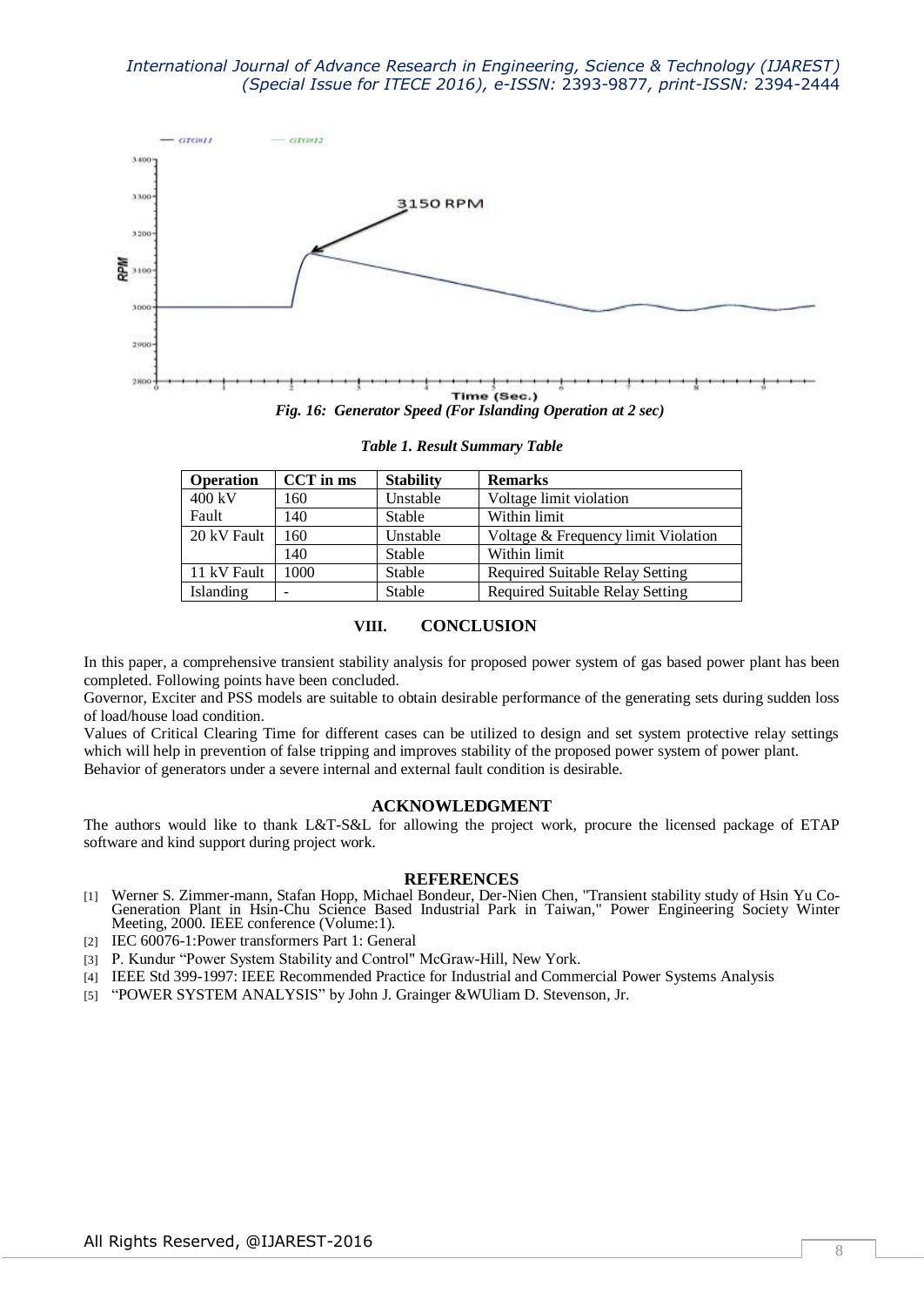GTG#11
GTG#12

3150 RPM

RPM

3400
3300
3200
3100
3000
2900
2800

0 1 2 3 4 5 6 7 8 9

Time (Sec.)

*Fig. 16: Generator Speed (For Islanding Operation at 2 sec)*

*Table 1. Result Summary Table*

| Operation | CCT in ms | Stability | Remarks |
|---|---|---|---|
| 400 kV | 160 | Unstable | Voltage limit violation |
| Fault | 140 | Stable | Within limit |
| 20 kV Fault | 160 | Unstable | Voltage & Frequency limit Violation |
| | 140 | Stable | Within limit |
| 11 kV Fault | 1000 | Stable | Required Suitable Relay Setting |
| Islanding | - | Stable | Required Suitable Relay Setting |

## VIII. CONCLUSION

In this paper, a comprehensive transient stability analysis for proposed power system of gas based power plant has been completed. Following points have been concluded.

Governor, Exciter and PSS models are suitable to obtain desirable performance of the generating sets during sudden loss of load/house load condition.

Values of Critical Clearing Time for different cases can be utilized to design and set system protective relay settings which will help in prevention of false tripping and improves stability of the proposed power system of power plant.

Behavior of generators under a severe internal and external fault condition is desirable.

## ACKNOWLEDGMENT

The authors would like to thank L&T-S&L for allowing the project work, procure the licensed package of ETAP software and kind support during project work.

## REFERENCES

[1] Werner S. Zimmer-mann, Stafan Hopp, Michael Bondeur, Der-Nien Chen, "Transient stability study of Hsin Yu Co-Generation Plant in Hsin-Chu Science Based Industrial Park in Taiwan," Power Engineering Society Winter Meeting, 2000. IEEE conference (Volume:1).

[2] IEC 60076-1:Power transformers Part 1: General

[3] P. Kundur "Power System Stability and Control" McGraw-Hill, New York.

[4] IEEE Std 399-1997: IEEE Recommended Practice for Industrial and Commercial Power Systems Analysis

[5] "POWER SYSTEM ANALYSIS" by John J. Grainger &WUliam D. Stevenson, Jr.